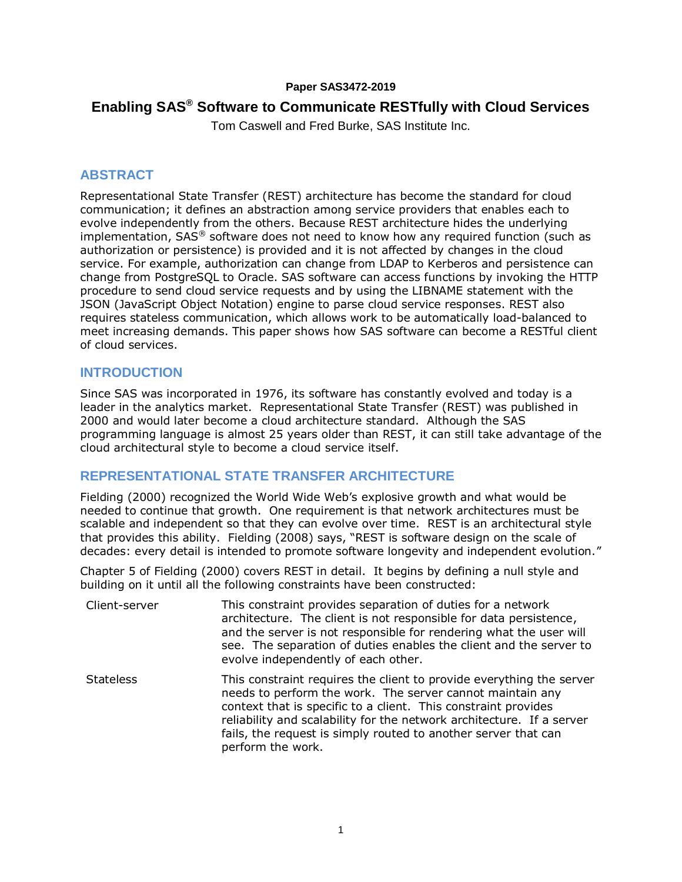Paper SAS3472-2019

# Enabling SAS® Software to Communicate RESTfully with Cloud Services

Tom Caswell and Fred Burke, SAS Institute Inc.

## ABSTRACT

Representational State Transfer (REST) architecture has become the standard for cloud communication; it defines an abstraction among service providers that enables each to evolve independently from the others. Because REST architecture hides the underlying implementation, SAS® software does not need to know how any required function (such as authorization or persistence) is provided and it is not affected by changes in the cloud service. For example, authorization can change from LDAP to Kerberos and persistence can change from PostgreSQL to Oracle. SAS software can access functions by invoking the HTTP procedure to send cloud service requests and by using the LIBNAME statement with the JSON (JavaScript Object Notation) engine to parse cloud service responses. REST also requires stateless communication, which allows work to be automatically load-balanced to meet increasing demands. This paper shows how SAS software can become a RESTful client of cloud services.

## INTRODUCTION

Since SAS was incorporated in 1976, its software has constantly evolved and today is a leader in the analytics market. Representational State Transfer (REST) was published in 2000 and would later become a cloud architecture standard. Although the SAS programming language is almost 25 years older than REST, it can still take advantage of the cloud architectural style to become a cloud service itself.

## REPRESENTATIONAL STATE TRANSFER ARCHITECTURE

Fielding (2000) recognized the World Wide Web's explosive growth and what would be needed to continue that growth. One requirement is that network architectures must be scalable and independent so that they can evolve over time. REST is an architectural style that provides this ability. Fielding (2008) says, "REST is software design on the scale of decades: every detail is intended to promote software longevity and independent evolution."

Chapter 5 of Fielding (2000) covers REST in detail. It begins by defining a null style and building on it until all the following constraints have been constructed:

| | |
|---|---|
| Client-server | This constraint provides separation of duties for a network architecture. The client is not responsible for data persistence, and the server is not responsible for rendering what the user will see. The separation of duties enables the client and the server to evolve independently of each other. |
| Stateless | This constraint requires the client to provide everything the server needs to perform the work. The server cannot maintain any context that is specific to a client. This constraint provides reliability and scalability for the network architecture. If a server fails, the request is simply routed to another server that can perform the work. |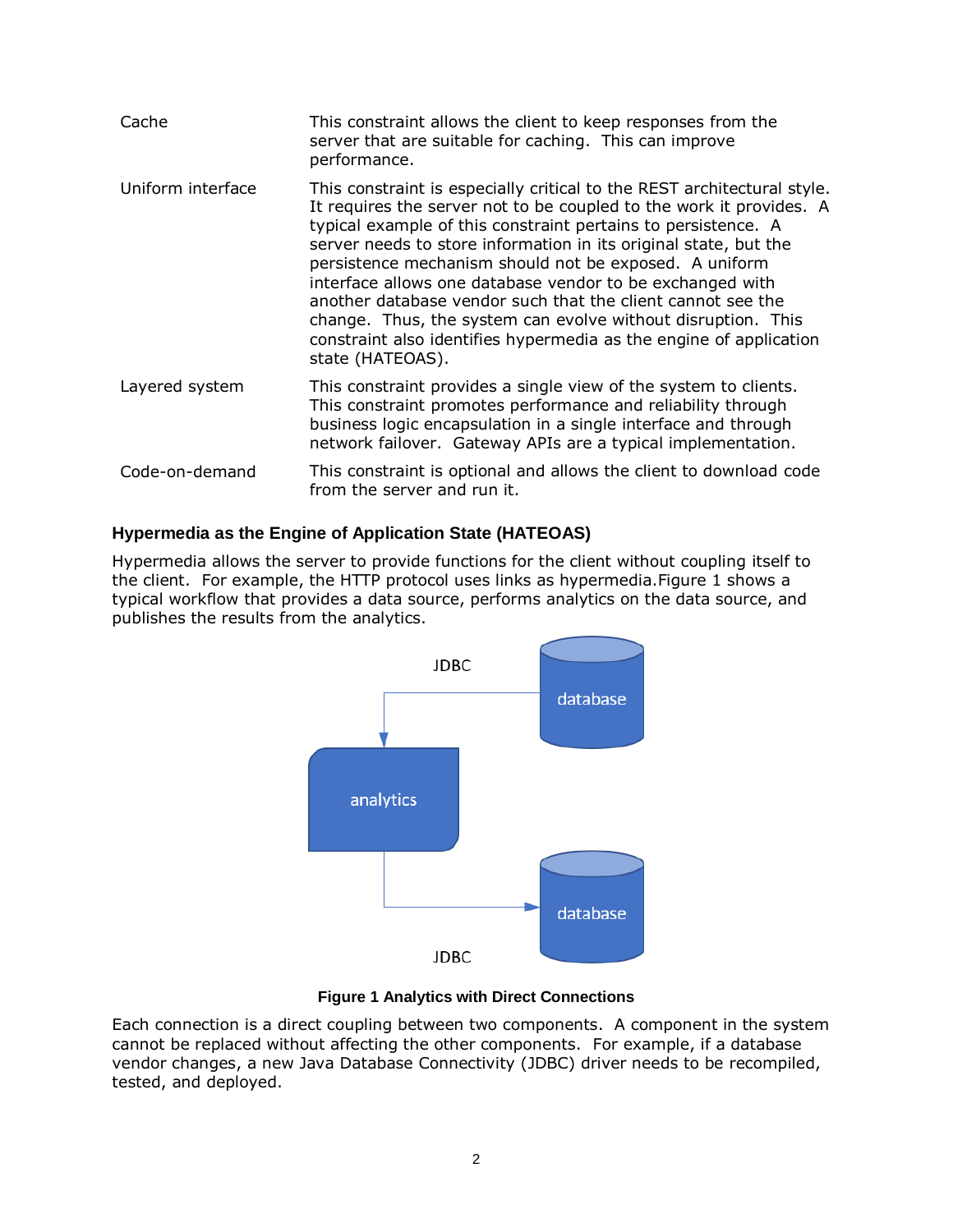| | |
|---|---|
| Cache | This constraint allows the client to keep responses from the server that are suitable for caching. This can improve performance. |
| Uniform interface | This constraint is especially critical to the REST architectural style. It requires the server not to be coupled to the work it provides. A typical example of this constraint pertains to persistence. A server needs to store information in its original state, but the persistence mechanism should not be exposed. A uniform interface allows one database vendor to be exchanged with another database vendor such that the client cannot see the change. Thus, the system can evolve without disruption. This constraint also identifies hypermedia as the engine of application state (HATEOAS). |
| Layered system | This constraint provides a single view of the system to clients. This constraint promotes performance and reliability through business logic encapsulation in a single interface and through network failover. Gateway APIs are a typical implementation. |
| Code-on-demand | This constraint is optional and allows the client to download code from the server and run it. |

### Hypermedia as the Engine of Application State (HATEOAS)

Hypermedia allows the server to provide functions for the client without coupling itself to the client. For example, the HTTP protocol uses links as hypermedia.Figure 1 shows a typical workflow that provides a data source, performs analytics on the data source, and publishes the results from the analytics.

JDBC

database

analytics

database

JDBC

**Figure 1 Analytics with Direct Connections**

Each connection is a direct coupling between two components. A component in the system cannot be replaced without affecting the other components. For example, if a database vendor changes, a new Java Database Connectivity (JDBC) driver needs to be recompiled, tested, and deployed.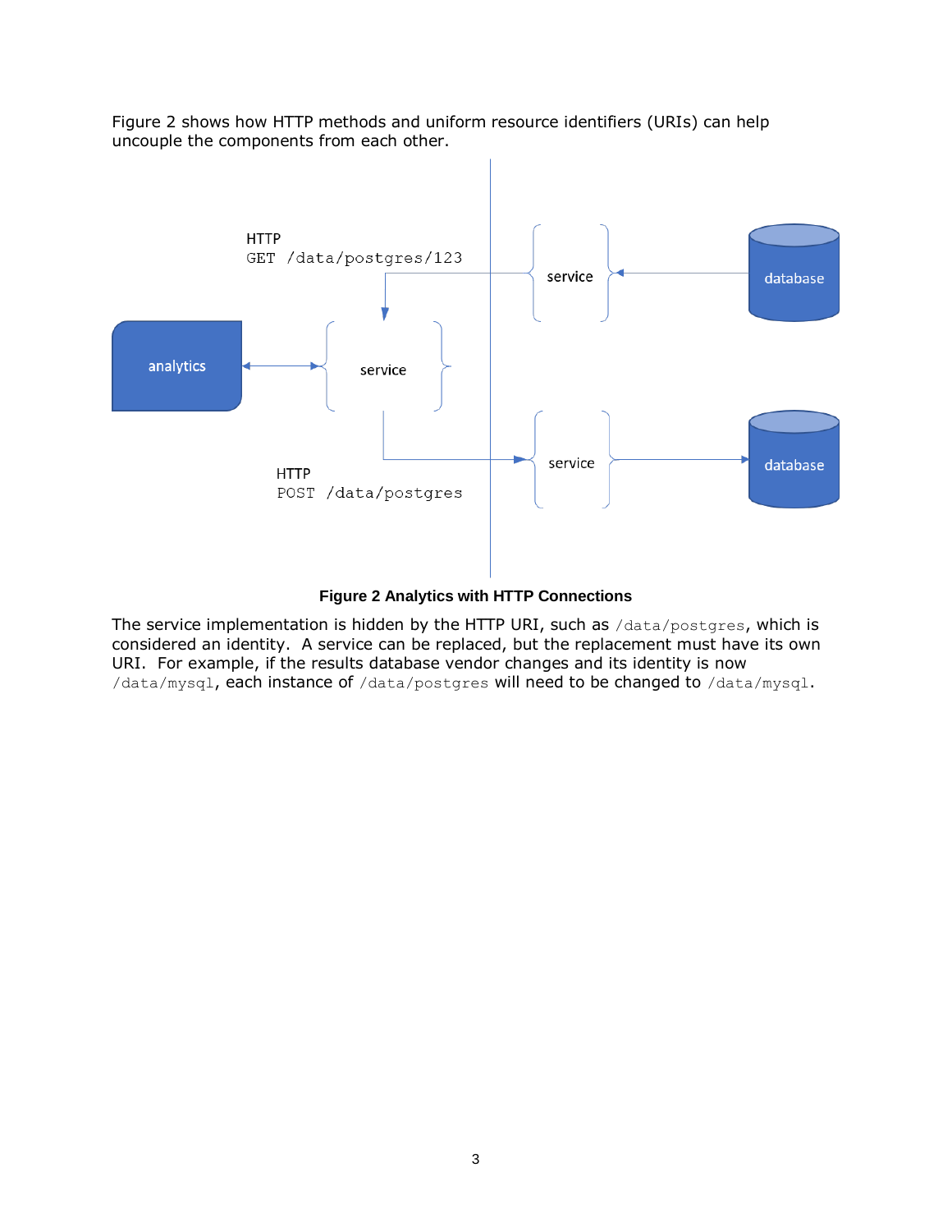Figure 2 shows how HTTP methods and uniform resource identifiers (URIs) can help uncouple the components from each other.

**Figure 2 Analytics with HTTP Connections**

The service implementation is hidden by the HTTP URI, such as `/data/postgres`, which is considered an identity. A service can be replaced, but the replacement must have its own URI. For example, if the results database vendor changes and its identity is now `/data/mysql`, each instance of `/data/postgres` will need to be changed to `/data/mysql`.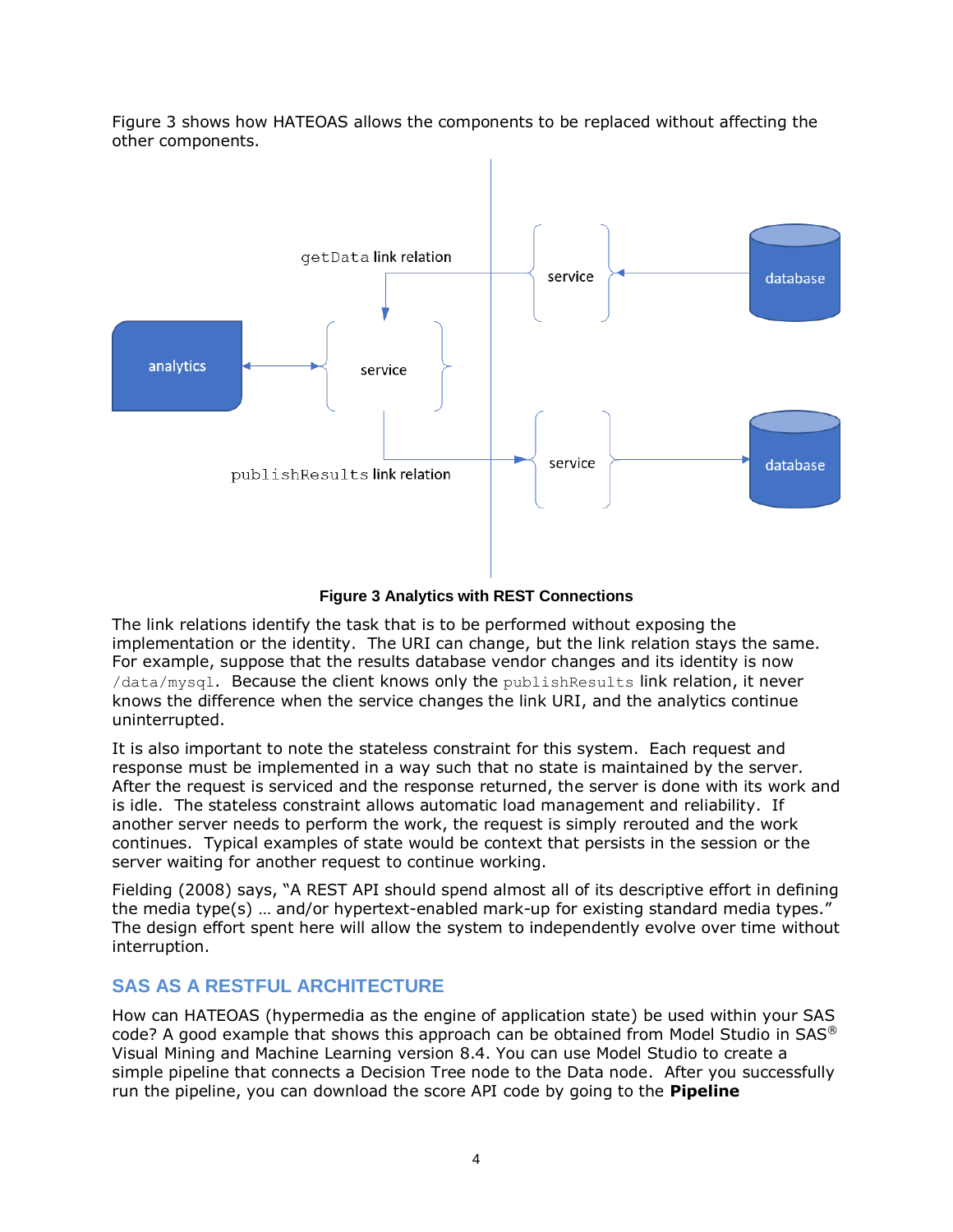Figure 3 shows how HATEOAS allows the components to be replaced without affecting the other components.

**Figure 3 Analytics with REST Connections**

The link relations identify the task that is to be performed without exposing the implementation or the identity. The URI can change, but the link relation stays the same. For example, suppose that the results database vendor changes and its identity is now `/data/mysql`. Because the client knows only the `publishResults` link relation, it never knows the difference when the service changes the link URI, and the analytics continue uninterrupted.

It is also important to note the stateless constraint for this system. Each request and response must be implemented in a way such that no state is maintained by the server. After the request is serviced and the response returned, the server is done with its work and is idle. The stateless constraint allows automatic load management and reliability. If another server needs to perform the work, the request is simply rerouted and the work continues. Typical examples of state would be context that persists in the session or the server waiting for another request to continue working.

Fielding (2008) says, "A REST API should spend almost all of its descriptive effort in defining the media type(s) … and/or hypertext-enabled mark-up for existing standard media types." The design effort spent here will allow the system to independently evolve over time without interruption.

## SAS AS A RESTFUL ARCHITECTURE

How can HATEOAS (hypermedia as the engine of application state) be used within your SAS code? A good example that shows this approach can be obtained from Model Studio in SAS® Visual Mining and Machine Learning version 8.4. You can use Model Studio to create a simple pipeline that connects a Decision Tree node to the Data node. After you successfully run the pipeline, you can download the score API code by going to the **Pipeline**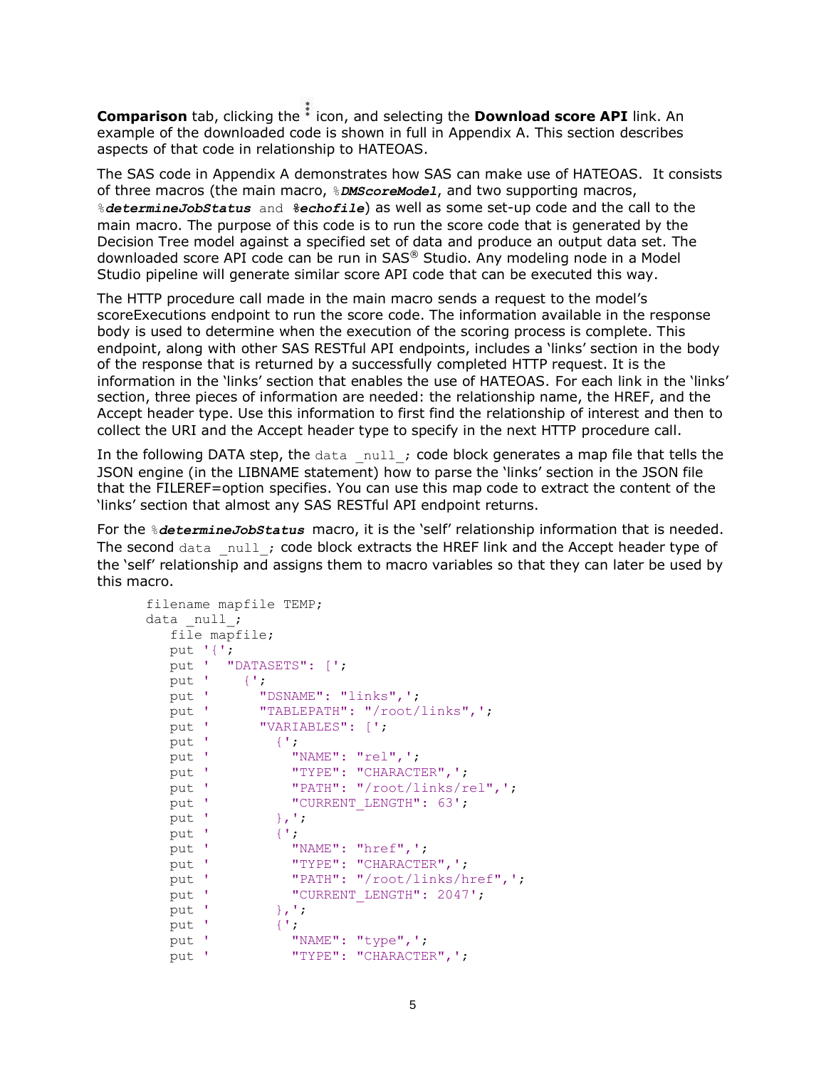**Comparison** tab, clicking the ⋮ icon, and selecting the **Download score API** link. An example of the downloaded code is shown in full in Appendix A. This section describes aspects of that code in relationship to HATEOAS.

The SAS code in Appendix A demonstrates how SAS can make use of HATEOAS. It consists of three macros (the main macro, `%DMScoreModel`, and two supporting macros, `%determineJobStatus` and `%echofile`) as well as some set-up code and the call to the main macro. The purpose of this code is to run the score code that is generated by the Decision Tree model against a specified set of data and produce an output data set. The downloaded score API code can be run in SAS® Studio. Any modeling node in a Model Studio pipeline will generate similar score API code that can be executed this way.

The HTTP procedure call made in the main macro sends a request to the model's scoreExecutions endpoint to run the score code. The information available in the response body is used to determine when the execution of the scoring process is complete. This endpoint, along with other SAS RESTful API endpoints, includes a 'links' section in the body of the response that is returned by a successfully completed HTTP request. It is the information in the 'links' section that enables the use of HATEOAS. For each link in the 'links' section, three pieces of information are needed: the relationship name, the HREF, and the Accept header type. Use this information to first find the relationship of interest and then to collect the URI and the Accept header type to specify in the next HTTP procedure call.

In the following DATA step, the `data _null_;` code block generates a map file that tells the JSON engine (in the LIBNAME statement) how to parse the 'links' section in the JSON file that the FILEREF=option specifies. You can use this map code to extract the content of the 'links' section that almost any SAS RESTful API endpoint returns.

For the `%determineJobStatus` macro, it is the 'self' relationship information that is needed. The second `data _null_;` code block extracts the HREF link and the Accept header type of the 'self' relationship and assigns them to macro variables so that they can later be used by this macro.

```
filename mapfile TEMP;
data _null_;
   file mapfile;
   put '{';
   put '  "DATASETS": [';
   put '    {';
   put '      "DSNAME": "links",';
   put '      "TABLEPATH": "/root/links",';
   put '      "VARIABLES": [';
   put '        {';
   put '          "NAME": "rel",';
   put '          "TYPE": "CHARACTER",';
   put '          "PATH": "/root/links/rel",';
   put '          "CURRENT_LENGTH": 63';
   put '        },';
   put '        {';
   put '          "NAME": "href",';
   put '          "TYPE": "CHARACTER",';
   put '          "PATH": "/root/links/href",';
   put '          "CURRENT_LENGTH": 2047';
   put '        },';
   put '        {';
   put '          "NAME": "type",';
   put '          "TYPE": "CHARACTER",';
```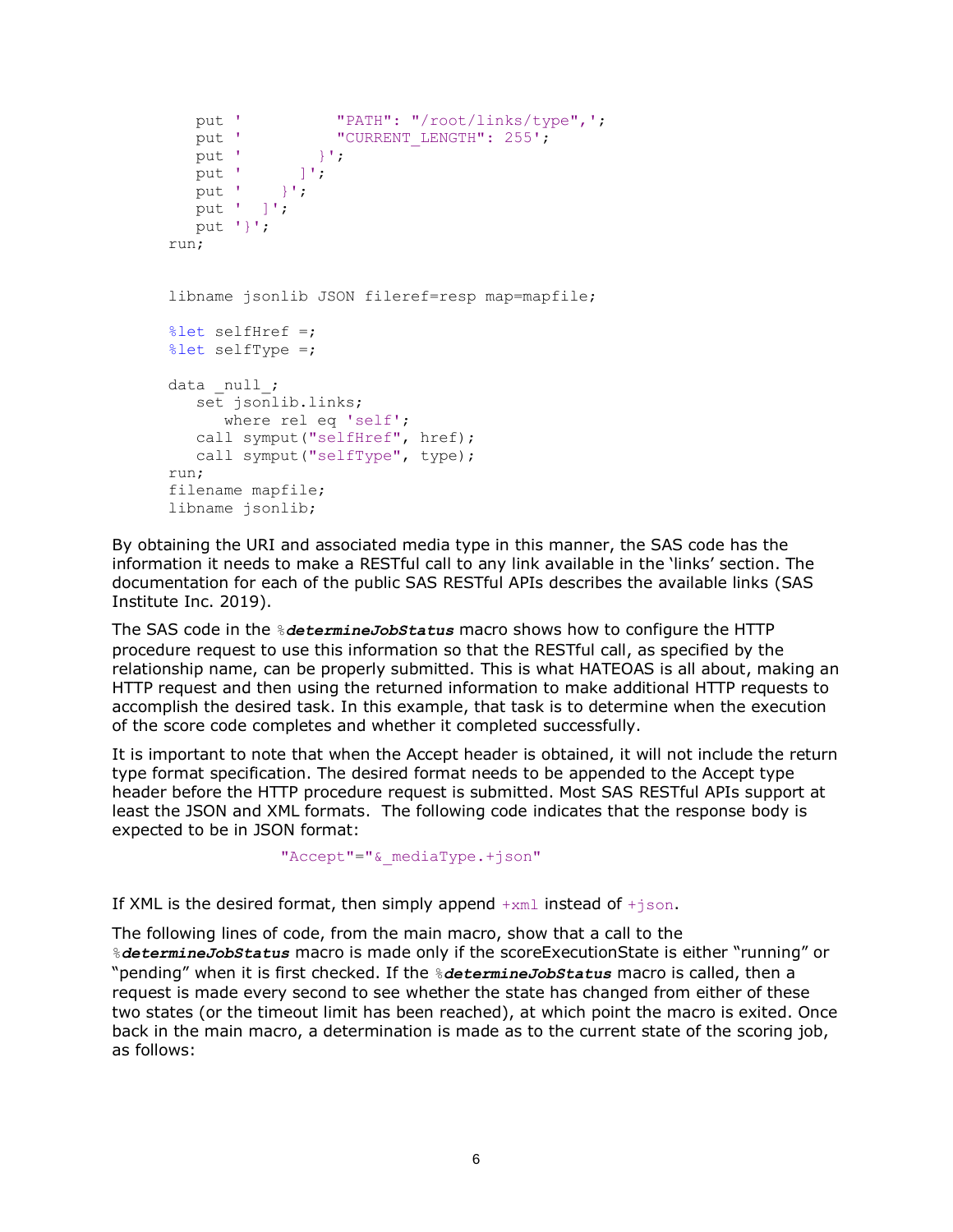```
   put '           "PATH": "/root/links/type",';
   put '           "CURRENT_LENGTH": 255';
   put '         }';
   put '       ]';
   put '     }';
   put '  ]';
   put '}';
run;


libname jsonlib JSON fileref=resp map=mapfile;

%let selfHref =;
%let selfType =;

data _null_;
   set jsonlib.links;
      where rel eq 'self';
   call symput("selfHref", href);
   call symput("selfType", type);
run;
filename mapfile;
libname jsonlib;
```

By obtaining the URI and associated media type in this manner, the SAS code has the information it needs to make a RESTful call to any link available in the 'links' section. The documentation for each of the public SAS RESTful APIs describes the available links (SAS Institute Inc. 2019).

The SAS code in the `%`***determineJobStatus*** macro shows how to configure the HTTP procedure request to use this information so that the RESTful call, as specified by the relationship name, can be properly submitted. This is what HATEOAS is all about, making an HTTP request and then using the returned information to make additional HTTP requests to accomplish the desired task. In this example, that task is to determine when the execution of the score code completes and whether it completed successfully.

It is important to note that when the Accept header is obtained, it will not include the return type format specification. The desired format needs to be appended to the Accept type header before the HTTP procedure request is submitted. Most SAS RESTful APIs support at least the JSON and XML formats. The following code indicates that the response body is expected to be in JSON format:

```
"Accept"="&_mediaType.+json"
```

If XML is the desired format, then simply append `+xml` instead of `+json`.

The following lines of code, from the main macro, show that a call to the `%`***determineJobStatus*** macro is made only if the scoreExecutionState is either "running" or "pending" when it is first checked. If the `%`***determineJobStatus*** macro is called, then a request is made every second to see whether the state has changed from either of these two states (or the timeout limit has been reached), at which point the macro is exited. Once back in the main macro, a determination is made as to the current state of the scoring job, as follows: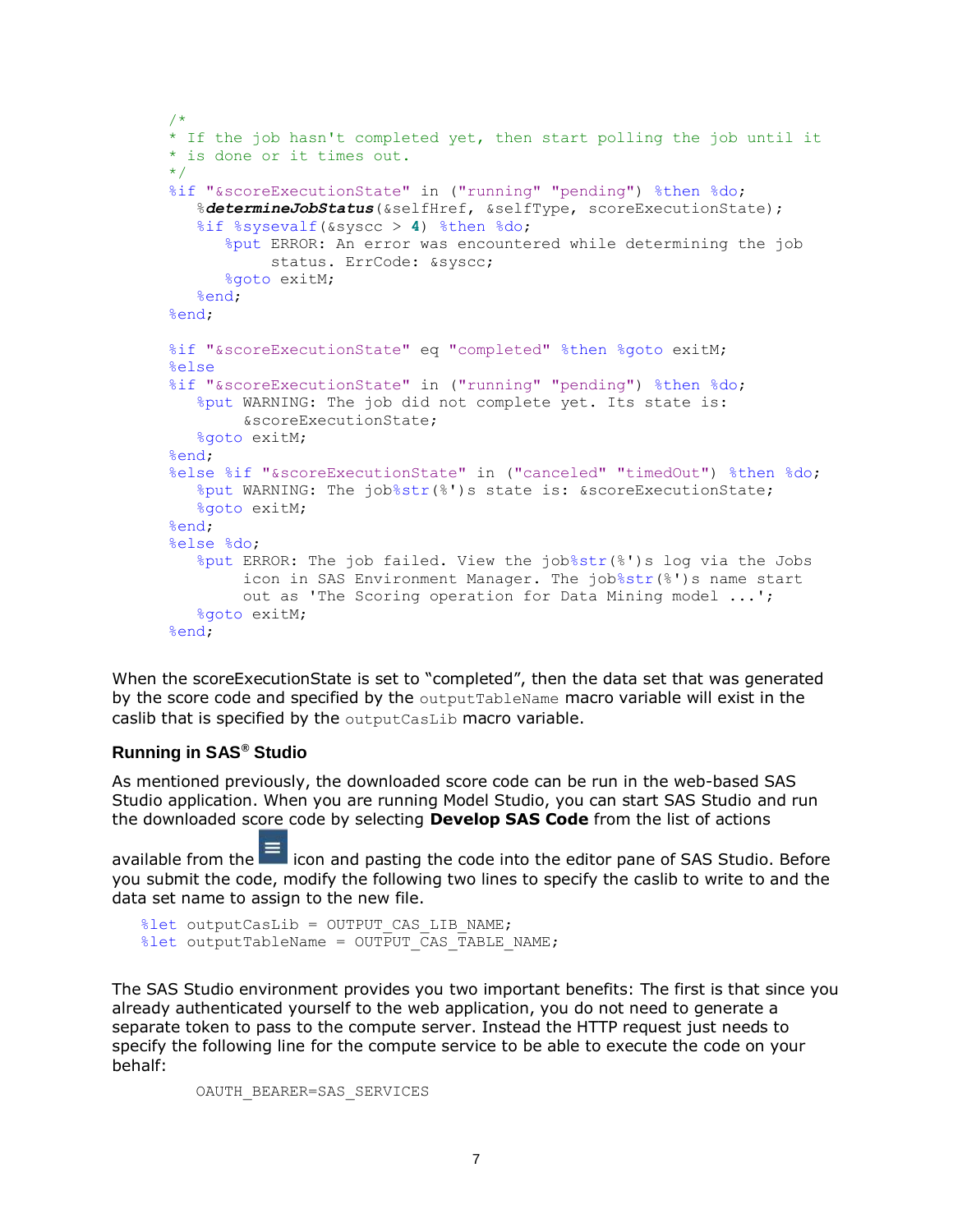```
/*
* If the job hasn't completed yet, then start polling the job until it
* is done or it times out.
*/
%if "&scoreExecutionState" in ("running" "pending") %then %do;
   %determineJobStatus(&selfHref, &selfType, scoreExecutionState);
   %if %sysevalf(&syscc > 4) %then %do;
      %put ERROR: An error was encountered while determining the job
           status. ErrCode: &syscc;
      %goto exitM;
   %end;
%end;

%if "&scoreExecutionState" eq "completed" %then %goto exitM;
%else
%if "&scoreExecutionState" in ("running" "pending") %then %do;
   %put WARNING: The job did not complete yet. Its state is:
        &scoreExecutionState;
   %goto exitM;
%end;
%else %if "&scoreExecutionState" in ("canceled" "timedOut") %then %do;
   %put WARNING: The job%str(%')s state is: &scoreExecutionState;
   %goto exitM;
%end;
%else %do;
   %put ERROR: The job failed. View the job%str(%')s log via the Jobs
        icon in SAS Environment Manager. The job%str(%')s name start
        out as 'The Scoring operation for Data Mining model ...';
   %goto exitM;
%end;
```

When the scoreExecutionState is set to “completed”, then the data set that was generated by the score code and specified by the `outputTableName` macro variable will exist in the caslib that is specified by the `outputCasLib` macro variable.

## Running in SAS® Studio

As mentioned previously, the downloaded score code can be run in the web-based SAS Studio application. When you are running Model Studio, you can start SAS Studio and run the downloaded score code by selecting **Develop SAS Code** from the list of actions available from the ≡ icon and pasting the code into the editor pane of SAS Studio. Before you submit the code, modify the following two lines to specify the caslib to write to and the data set name to assign to the new file.

```
%let outputCasLib = OUTPUT_CAS_LIB_NAME;
%let outputTableName = OUTPUT_CAS_TABLE_NAME;
```

The SAS Studio environment provides you two important benefits: The first is that since you already authenticated yourself to the web application, you do not need to generate a separate token to pass to the compute server. Instead the HTTP request just needs to specify the following line for the compute service to be able to execute the code on your behalf:

```
OAUTH_BEARER=SAS_SERVICES
```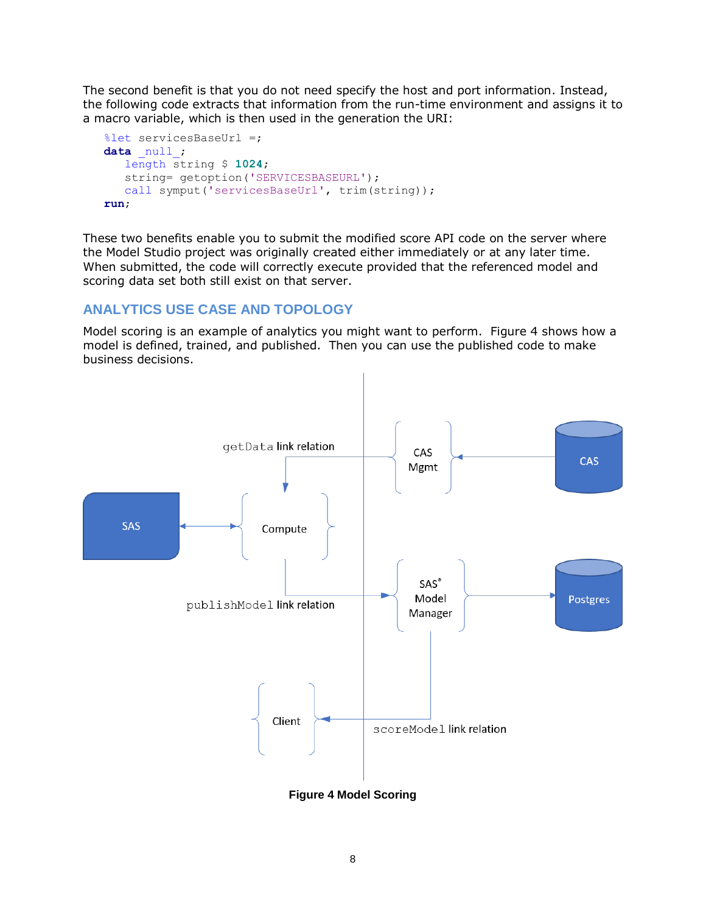The second benefit is that you do not need specify the host and port information. Instead, the following code extracts that information from the run-time environment and assigns it to a macro variable, which is then used in the generation the URI:

```
%let servicesBaseUrl =;
data _null_;
   length string $ 1024;
   string= getoption('SERVICESBASEURL');
   call symput('servicesBaseUrl', trim(string));
run;
```

These two benefits enable you to submit the modified score API code on the server where the Model Studio project was originally created either immediately or at any later time. When submitted, the code will correctly execute provided that the referenced model and scoring data set both still exist on that server.

## ANALYTICS USE CASE AND TOPOLOGY

Model scoring is an example of analytics you might want to perform. Figure 4 shows how a model is defined, trained, and published. Then you can use the published code to make business decisions.

getData link relation

CAS Mgmt

CAS

SAS

Compute

publishModel link relation

SAS® Model Manager

Postgres

Client

scoreModel link relation

**Figure 4 Model Scoring**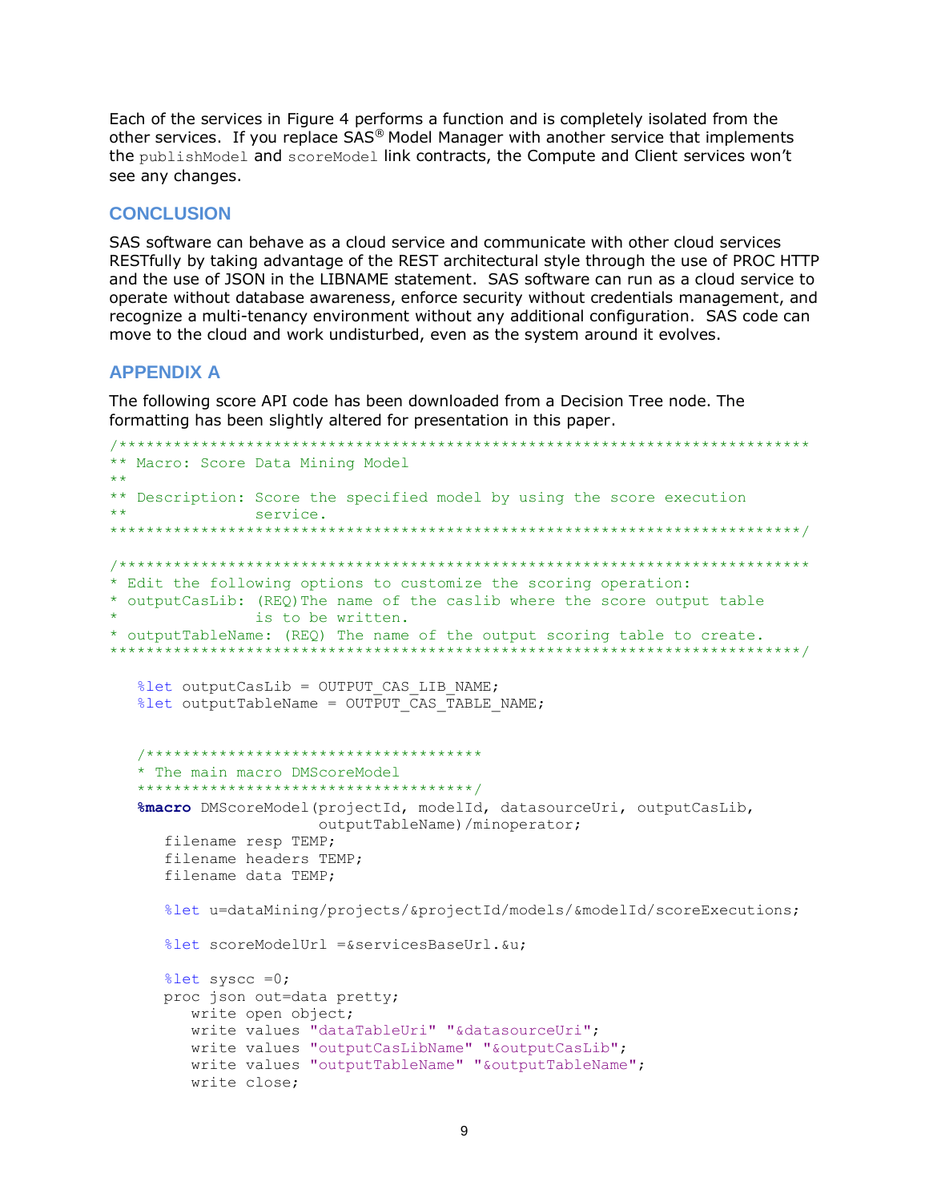Each of the services in Figure 4 performs a function and is completely isolated from the other services. If you replace SAS® Model Manager with another service that implements the `publishModel` and `scoreModel` link contracts, the Compute and Client services won't see any changes.

## CONCLUSION

SAS software can behave as a cloud service and communicate with other cloud services RESTfully by taking advantage of the REST architectural style through the use of PROC HTTP and the use of JSON in the LIBNAME statement. SAS software can run as a cloud service to operate without database awareness, enforce security without credentials management, and recognize a multi-tenancy environment without any additional configuration. SAS code can move to the cloud and work undisturbed, even as the system around it evolves.

## APPENDIX A

The following score API code has been downloaded from a Decision Tree node. The formatting has been slightly altered for presentation in this paper.

```
/******************************************************************************
** Macro: Score Data Mining Model
**
** Description: Score the specified model by using the score execution
**              service.
******************************************************************************/

/******************************************************************************
* Edit the following options to customize the scoring operation:
* outputCasLib: (REQ)The name of the caslib where the score output table
*               is to be written.
* outputTableName: (REQ) The name of the output scoring table to create.
******************************************************************************/

   %let outputCasLib = OUTPUT_CAS_LIB_NAME;
   %let outputTableName = OUTPUT_CAS_TABLE_NAME;


   /*************************************
   * The main macro DMScoreModel
   *************************************/
   %macro DMScoreModel(projectId, modelId, datasourceUri, outputCasLib,
                       outputTableName)/minoperator;
      filename resp TEMP;
      filename headers TEMP;
      filename data TEMP;

      %let u=dataMining/projects/&projectId/models/&modelId/scoreExecutions;

      %let scoreModelUrl =&servicesBaseUrl.&u;

      %let syscc =0;
      proc json out=data pretty;
         write open object;
         write values "dataTableUri" "&datasourceUri";
         write values "outputCasLibName" "&outputCasLib";
         write values "outputTableName" "&outputTableName";
         write close;
```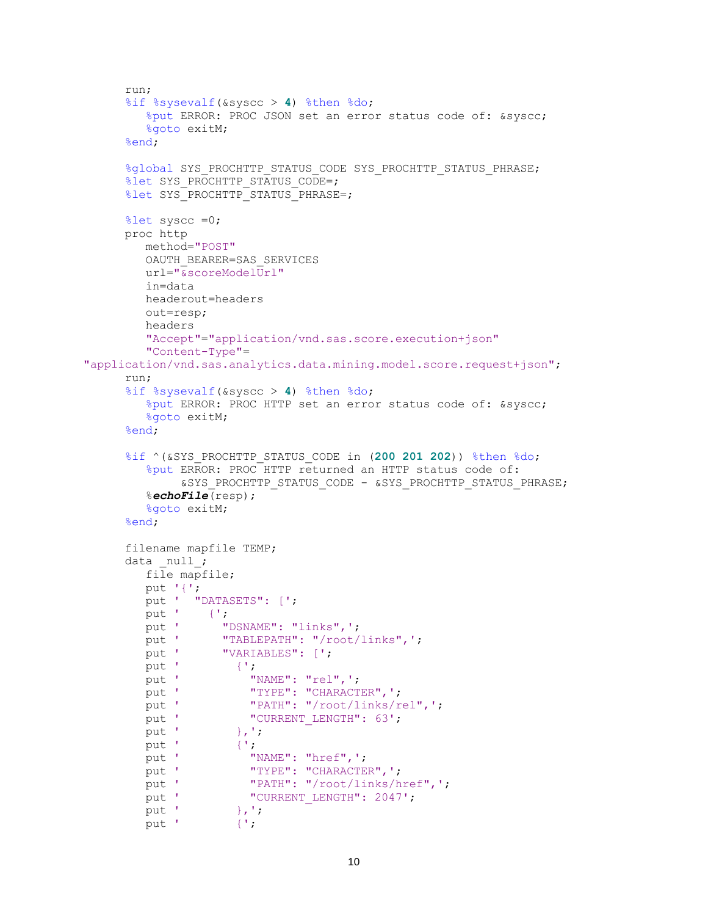```
      run;
      %if %sysevalf(&syscc > 4) %then %do;
         %put ERROR: PROC JSON set an error status code of: &syscc;
         %goto exitM;
      %end;

      %global SYS_PROCHTTP_STATUS_CODE SYS_PROCHTTP_STATUS_PHRASE;
      %let SYS_PROCHTTP_STATUS_CODE=;
      %let SYS_PROCHTTP_STATUS_PHRASE=;

      %let syscc =0;
      proc http
         method="POST"
         OAUTH_BEARER=SAS_SERVICES
         url="&scoreModelUrl"
         in=data
         headerout=headers
         out=resp;
         headers
         "Accept"="application/vnd.sas.score.execution+json"
         "Content-Type"=
"application/vnd.sas.analytics.data.mining.model.score.request+json";
      run;
      %if %sysevalf(&syscc > 4) %then %do;
         %put ERROR: PROC HTTP set an error status code of: &syscc;
         %goto exitM;
      %end;

      %if ^(&SYS_PROCHTTP_STATUS_CODE in (200 201 202)) %then %do;
         %put ERROR: PROC HTTP returned an HTTP status code of:
              &SYS_PROCHTTP_STATUS_CODE - &SYS_PROCHTTP_STATUS_PHRASE;
         %echoFile(resp);
         %goto exitM;
      %end;

      filename mapfile TEMP;
      data _null_;
         file mapfile;
         put '{';
         put '  "DATASETS": [';
         put '    {';
         put '      "DSNAME": "links",';
         put '      "TABLEPATH": "/root/links",';
         put '      "VARIABLES": [';
         put '        {';
         put '          "NAME": "rel",';
         put '          "TYPE": "CHARACTER",';
         put '          "PATH": "/root/links/rel",';
         put '          "CURRENT_LENGTH": 63';
         put '        },';
         put '        {';
         put '          "NAME": "href",';
         put '          "TYPE": "CHARACTER",';
         put '          "PATH": "/root/links/href",';
         put '          "CURRENT_LENGTH": 2047';
         put '        },';
         put '        {';
```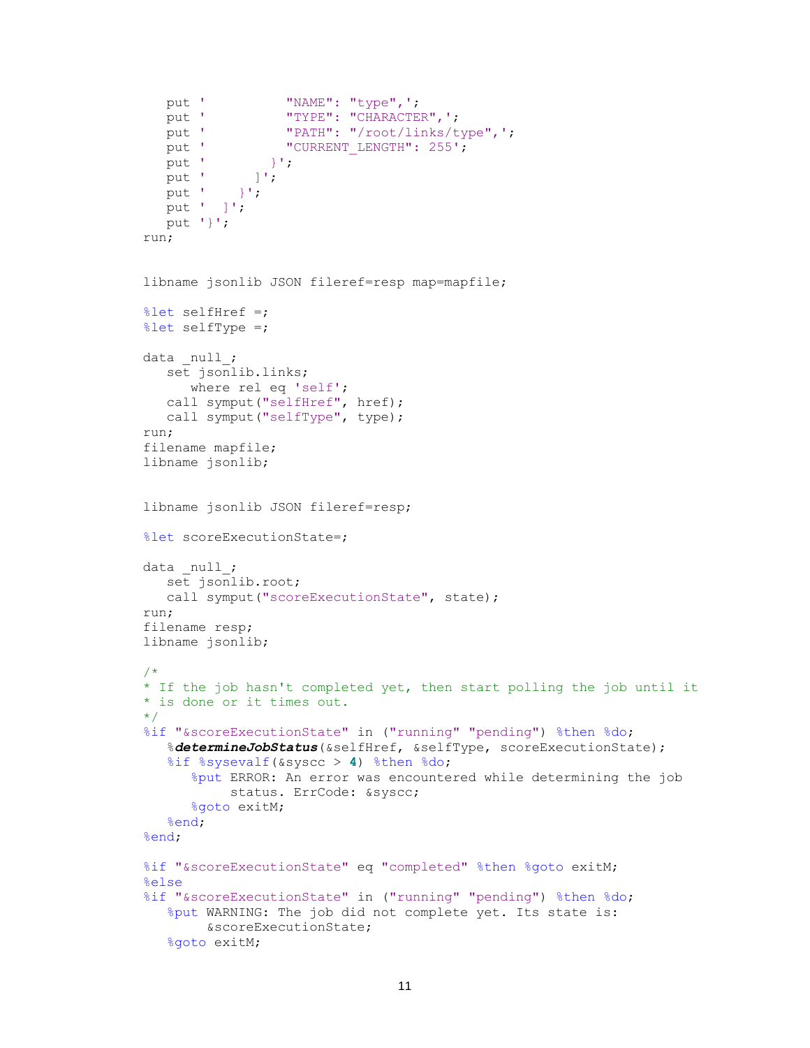```
   put '           "NAME": "type",';
   put '           "TYPE": "CHARACTER",';
   put '           "PATH": "/root/links/type",';
   put '           "CURRENT_LENGTH": 255';
   put '        }';
   put '      ]';
   put '    }';
   put '  ]';
   put '}';
run;


libname jsonlib JSON fileref=resp map=mapfile;

%let selfHref =;
%let selfType =;

data _null_;
   set jsonlib.links;
      where rel eq 'self';
   call symput("selfHref", href);
   call symput("selfType", type);
run;
filename mapfile;
libname jsonlib;


libname jsonlib JSON fileref=resp;

%let scoreExecutionState=;

data _null_;
   set jsonlib.root;
   call symput("scoreExecutionState", state);
run;
filename resp;
libname jsonlib;

/*
* If the job hasn't completed yet, then start polling the job until it
* is done or it times out.
*/
%if "&scoreExecutionState" in ("running" "pending") %then %do;
   %determineJobStatus(&selfHref, &selfType, scoreExecutionState);
   %if %sysevalf(&syscc > 4) %then %do;
      %put ERROR: An error was encountered while determining the job
           status. ErrCode: &syscc;
      %goto exitM;
   %end;
%end;

%if "&scoreExecutionState" eq "completed" %then %goto exitM;
%else
%if "&scoreExecutionState" in ("running" "pending") %then %do;
   %put WARNING: The job did not complete yet. Its state is:
        &scoreExecutionState;
   %goto exitM;
```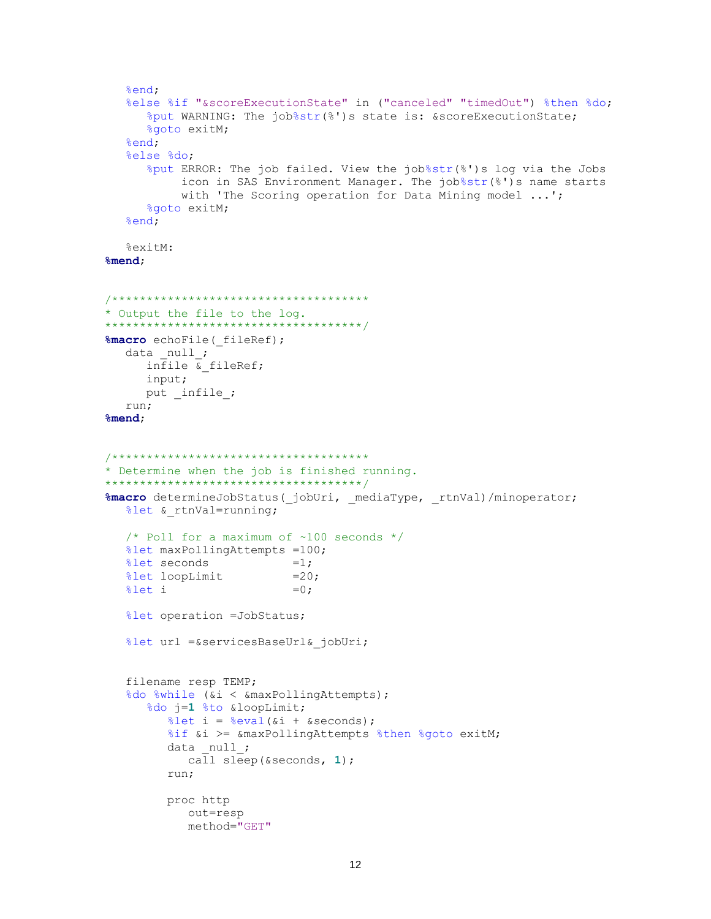```
   %end;
   %else %if "&scoreExecutionState" in ("canceled" "timedOut") %then %do;
      %put WARNING: The job%str(%')s state is: &scoreExecutionState;
      %goto exitM;
   %end;
   %else %do;
      %put ERROR: The job failed. View the job%str(%')s log via the Jobs
           icon in SAS Environment Manager. The job%str(%')s name starts
           with 'The Scoring operation for Data Mining model ...';
      %goto exitM;
   %end;

   %exitM:
%mend;


/*************************************
* Output the file to the log.
*************************************/
%macro echoFile(_fileRef);
   data _null_;
      infile &_fileRef;
      input;
      put _infile_;
   run;
%mend;


/*************************************
* Determine when the job is finished running.
*************************************/
%macro determineJobStatus(_jobUri, _mediaType, _rtnVal)/minoperator;
   %let &_rtnVal=running;

   /* Poll for a maximum of ~100 seconds */
   %let maxPollingAttempts =100;
   %let seconds            =1;
   %let loopLimit          =20;
   %let i                  =0;

   %let operation =JobStatus;

   %let url =&servicesBaseUrl&_jobUri;


   filename resp TEMP;
   %do %while (&i < &maxPollingAttempts);
      %do j=1 %to &loopLimit;
         %let i = %eval(&i + &seconds);
         %if &i >= &maxPollingAttempts %then %goto exitM;
         data _null_;
            call sleep(&seconds, 1);
         run;

         proc http
            out=resp
            method="GET"
```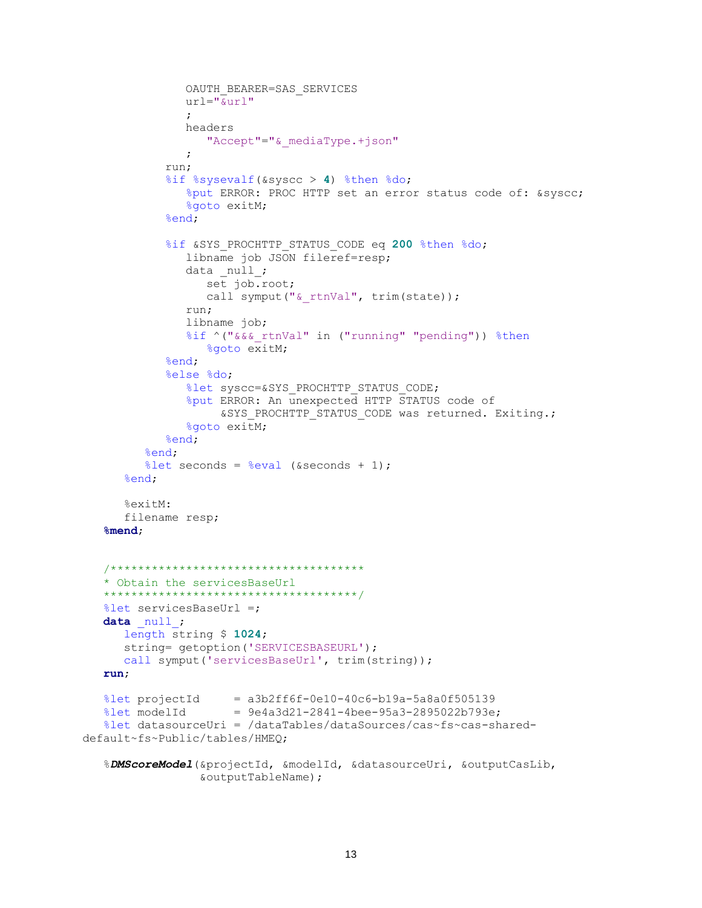```
            OAUTH_BEARER=SAS_SERVICES
            url="&url"
            ;
            headers
               "Accept"="&_mediaType.+json"
            ;
         run;
         %if %sysevalf(&syscc > 4) %then %do;
            %put ERROR: PROC HTTP set an error status code of: &syscc;
            %goto exitM;
         %end;

         %if &SYS_PROCHTTP_STATUS_CODE eq 200 %then %do;
            libname job JSON fileref=resp;
            data _null_;
               set job.root;
               call symput("&_rtnVal", trim(state));
            run;
            libname job;
            %if ^("&&&_rtnVal" in ("running" "pending")) %then
               %goto exitM;
         %end;
         %else %do;
            %let syscc=&SYS_PROCHTTP_STATUS_CODE;
            %put ERROR: An unexpected HTTP STATUS code of
                 &SYS_PROCHTTP_STATUS_CODE was returned. Exiting.;
            %goto exitM;
         %end;
      %end;
      %let seconds = %eval (&seconds + 1);
   %end;

   %exitM:
   filename resp;
%mend;


/************************************
* Obtain the servicesBaseUrl
************************************/
%let servicesBaseUrl =;
data _null_;
   length string $ 1024;
   string= getoption('SERVICESBASEURL');
   call symput('servicesBaseUrl', trim(string));
run;

%let projectId     = a3b2ff6f-0e10-40c6-b19a-5a8a0f505139
%let modelId       = 9e4a3d21-2841-4bee-95a3-2895022b793e;
%let datasourceUri = /dataTables/dataSources/cas~fs~cas-shared-
default~fs~Public/tables/HMEQ;

%DMScoreModel(&projectId, &modelId, &datasourceUri, &outputCasLib,
              &outputTableName);
```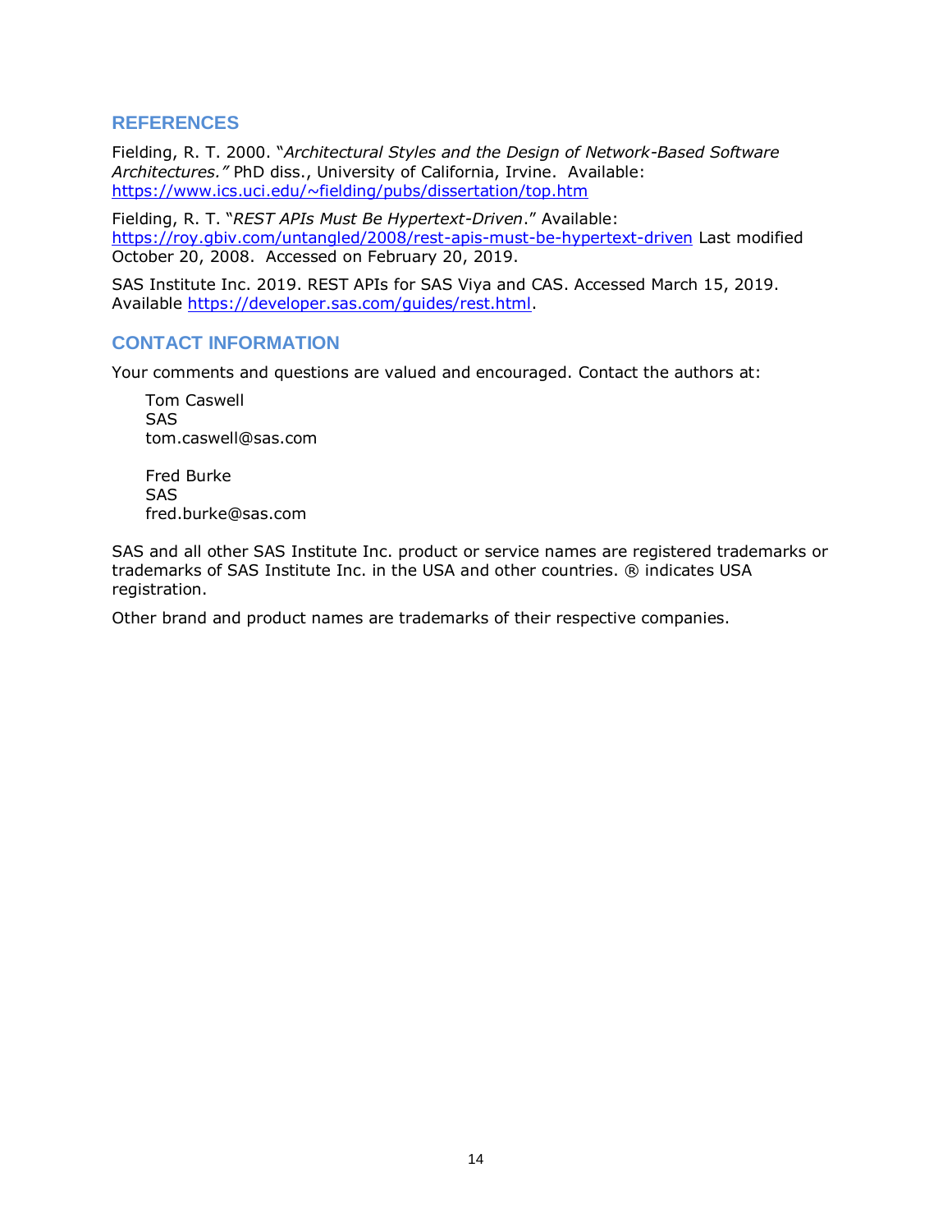## REFERENCES

Fielding, R. T. 2000. "*Architectural Styles and the Design of Network-Based Software Architectures.*" PhD diss., University of California, Irvine. Available: https://www.ics.uci.edu/~fielding/pubs/dissertation/top.htm

Fielding, R. T. "*REST APIs Must Be Hypertext-Driven*." Available: https://roy.gbiv.com/untangled/2008/rest-apis-must-be-hypertext-driven Last modified October 20, 2008. Accessed on February 20, 2019.

SAS Institute Inc. 2019. REST APIs for SAS Viya and CAS. Accessed March 15, 2019. Available https://developer.sas.com/guides/rest.html.

## CONTACT INFORMATION

Your comments and questions are valued and encouraged. Contact the authors at:

Tom Caswell  
SAS  
tom.caswell@sas.com

Fred Burke  
SAS  
fred.burke@sas.com

SAS and all other SAS Institute Inc. product or service names are registered trademarks or trademarks of SAS Institute Inc. in the USA and other countries. ® indicates USA registration.

Other brand and product names are trademarks of their respective companies.